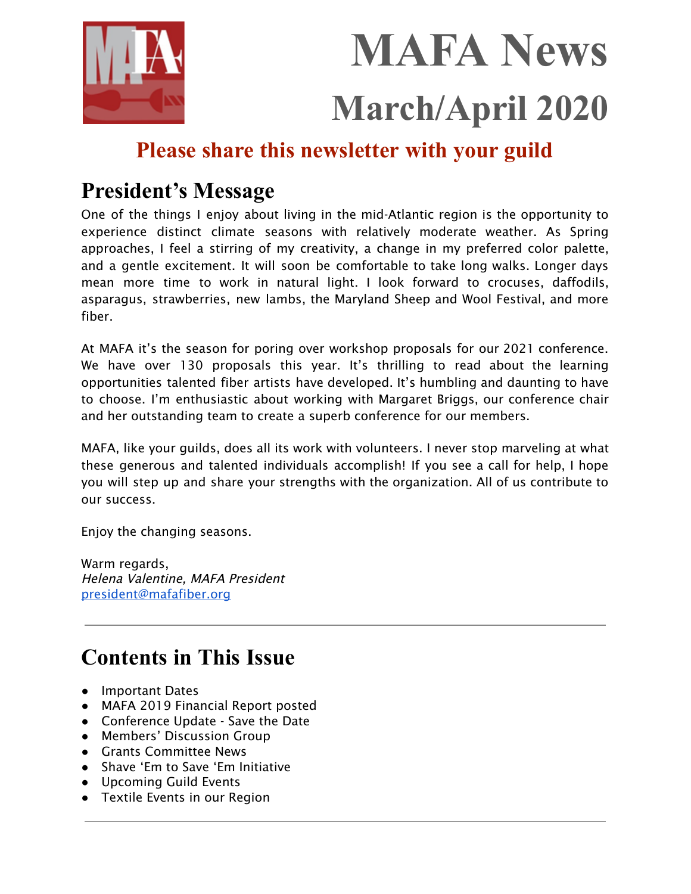# MAFA News

## March/April 2020

**Please share this newsletter with your guild**

## President's Message

One of the things I enjoy about living in the mid-Atlantic region is the opportunity to experience distinct climate seasons with relatively moderate weather. As Spring approaches, I feel a stirring of my creativity, a change in my preferred color palette, and a gentle excitement. It will soon be comfortable to take long walks. Longer days mean more time to work in natural light. I look forward to crocuses, daffodils, asparagus, strawberries, new lambs, the Maryland Sheep and Wool Festival, and more fiber.

At MAFA it's the season for poring over workshop proposals for our 2021 conference. We have over 130 proposals this year. It's thrilling to read about the learning opportunities talented fiber artists have developed. It's humbling and daunting to have to choose. I'm enthusiastic about working with Margaret Briggs, our conference chair and her outstanding team to create a superb conference for our members.

MAFA, like your guilds, does all its work with volunteers. I never stop marveling at what these generous and talented individuals accomplish! If you see a call for help, I hope you will step up and share your strengths with the organization. All of us contribute to our success.

Enjoy the changing seasons.

Warm regards,
*Helena Valentine, MAFA President*
president@mafafiber.org

---

## Contents in This Issue

- Important Dates
- MAFA 2019 Financial Report posted
- Conference Update - Save the Date
- Members' Discussion Group
- Grants Committee News
- Shave 'Em to Save 'Em Initiative
- Upcoming Guild Events
- Textile Events in our Region

---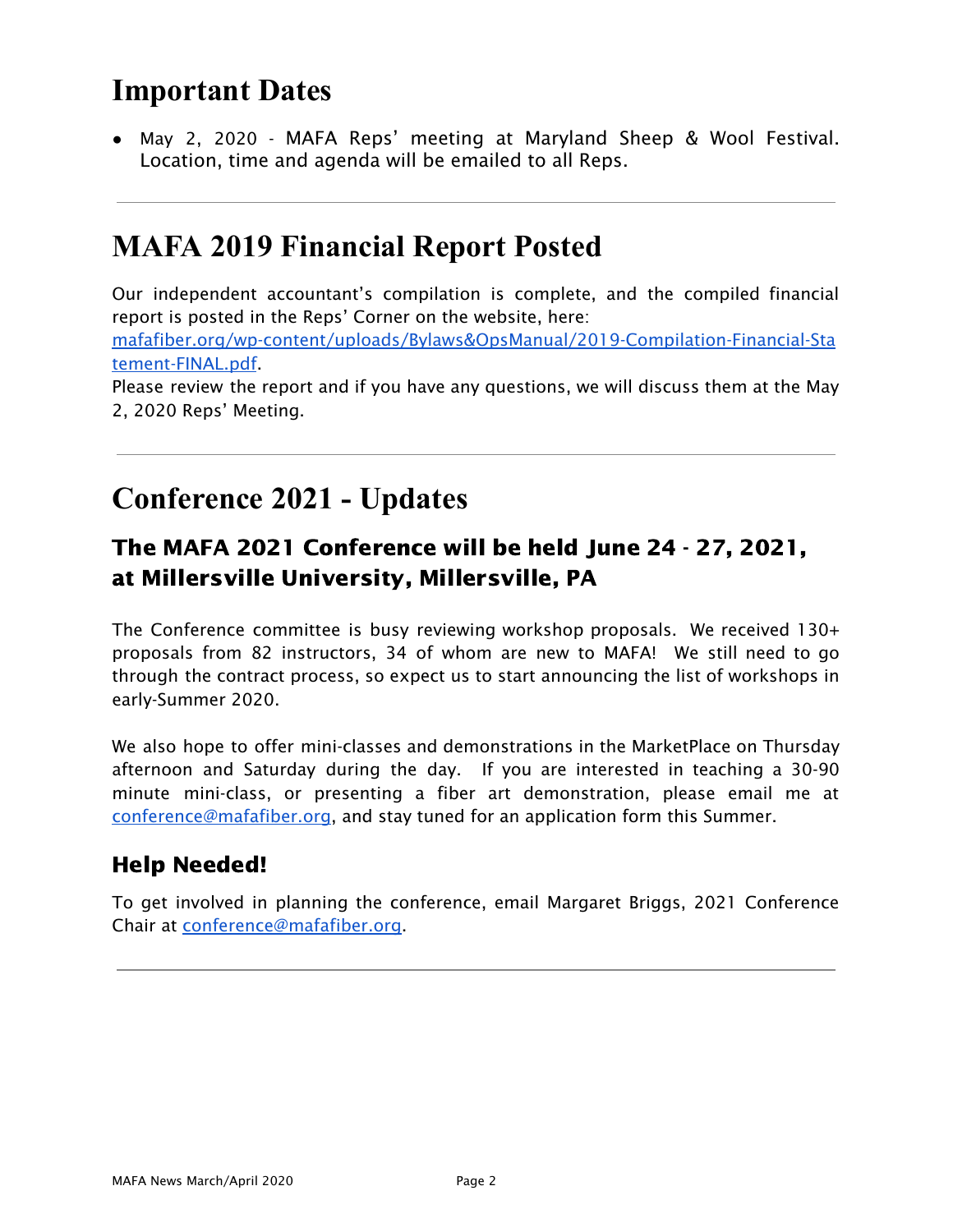# Important Dates

- May 2, 2020 - MAFA Reps' meeting at Maryland Sheep & Wool Festival. Location, time and agenda will be emailed to all Reps.

---

# MAFA 2019 Financial Report Posted

Our independent accountant's compilation is complete, and the compiled financial report is posted in the Reps' Corner on the website, here: [mafafiber.org/wp-content/uploads/Bylaws&OpsManual/2019-Compilation-Financial-Statement-FINAL.pdf](mafafiber.org/wp-content/uploads/Bylaws&OpsManual/2019-Compilation-Financial-Statement-FINAL.pdf).
Please review the report and if you have any questions, we will discuss them at the May 2, 2020 Reps' Meeting.

---

# Conference 2021 - Updates

## The MAFA 2021 Conference will be held June 24 - 27, 2021, at Millersville University, Millersville, PA

The Conference committee is busy reviewing workshop proposals. We received 130+ proposals from 82 instructors, 34 of whom are new to MAFA! We still need to go through the contract process, so expect us to start announcing the list of workshops in early-Summer 2020.

We also hope to offer mini-classes and demonstrations in the MarketPlace on Thursday afternoon and Saturday during the day. If you are interested in teaching a 30-90 minute mini-class, or presenting a fiber art demonstration, please email me at [conference@mafafiber.org](mailto:conference@mafafiber.org), and stay tuned for an application form this Summer.

### Help Needed!

To get involved in planning the conference, email Margaret Briggs, 2021 Conference Chair at [conference@mafafiber.org](mailto:conference@mafafiber.org).

---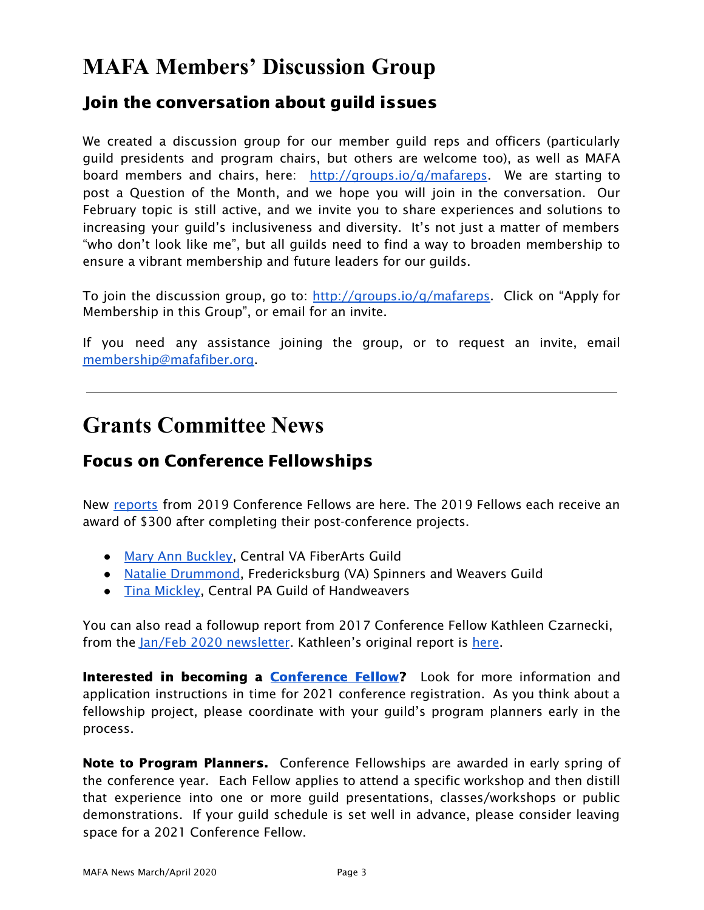# MAFA Members' Discussion Group

## Join the conversation about guild issues

We created a discussion group for our member guild reps and officers (particularly guild presidents and program chairs, but others are welcome too), as well as MAFA board members and chairs, here: [http://groups.io/g/mafareps](http://groups.io/g/mafareps). We are starting to post a Question of the Month, and we hope you will join in the conversation. Our February topic is still active, and we invite you to share experiences and solutions to increasing your guild's inclusiveness and diversity. It's not just a matter of members "who don't look like me", but all guilds need to find a way to broaden membership to ensure a vibrant membership and future leaders for our guilds.

To join the discussion group, go to: [http://groups.io/g/mafareps](http://groups.io/g/mafareps). Click on "Apply for Membership in this Group", or email for an invite.

If you need any assistance joining the group, or to request an invite, email [membership@mafafiber.org](mailto:membership@mafafiber.org).

---

# Grants Committee News

## Focus on Conference Fellowships

New reports from 2019 Conference Fellows are here. The 2019 Fellows each receive an award of $300 after completing their post-conference projects.

- Mary Ann Buckley, Central VA FiberArts Guild
- Natalie Drummond, Fredericksburg (VA) Spinners and Weavers Guild
- Tina Mickley, Central PA Guild of Handweavers

You can also read a followup report from 2017 Conference Fellow Kathleen Czarnecki, from the Jan/Feb 2020 newsletter. Kathleen's original report is here.

**Interested in becoming a Conference Fellow?** Look for more information and application instructions in time for 2021 conference registration. As you think about a fellowship project, please coordinate with your guild's program planners early in the process.

**Note to Program Planners.** Conference Fellowships are awarded in early spring of the conference year. Each Fellow applies to attend a specific workshop and then distill that experience into one or more guild presentations, classes/workshops or public demonstrations. If your guild schedule is set well in advance, please consider leaving space for a 2021 Conference Fellow.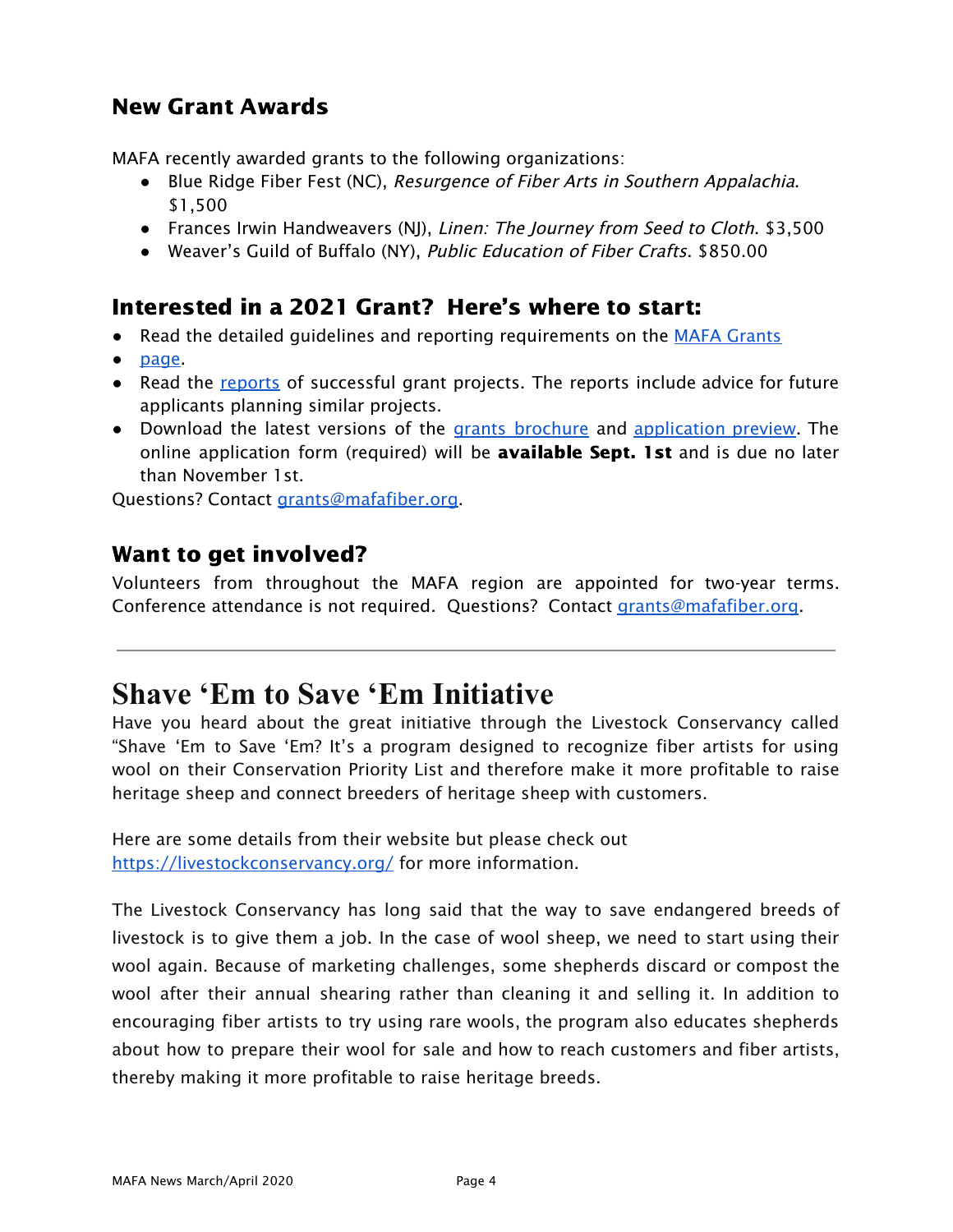## New Grant Awards

MAFA recently awarded grants to the following organizations:

- Blue Ridge Fiber Fest (NC), *Resurgence of Fiber Arts in Southern Appalachia*. $1,500
- Frances Irwin Handweavers (NJ), *Linen: The Journey from Seed to Cloth*. $3,500
- Weaver's Guild of Buffalo (NY), *Public Education of Fiber Crafts*. $850.00

## Interested in a 2021 Grant? Here's where to start:

- Read the detailed guidelines and reporting requirements on the [MAFA Grants](#)
- [page](#).
- Read the [reports](#) of successful grant projects. The reports include advice for future applicants planning similar projects.
- Download the latest versions of the [grants brochure](#) and [application preview](#). The online application form (required) will be **available Sept. 1st** and is due no later than November 1st.

Questions? Contact [grants@mafafiber.org](mailto:grants@mafafiber.org).

## Want to get involved?

Volunteers from throughout the MAFA region are appointed for two-year terms. Conference attendance is not required. Questions? Contact [grants@mafafiber.org](mailto:grants@mafafiber.org).

---

# Shave 'Em to Save 'Em Initiative

Have you heard about the great initiative through the Livestock Conservancy called "Shave 'Em to Save 'Em? It's a program designed to recognize fiber artists for using wool on their Conservation Priority List and therefore make it more profitable to raise heritage sheep and connect breeders of heritage sheep with customers.

Here are some details from their website but please check out [https://livestockconservancy.org/](https://livestockconservancy.org/) for more information.

The Livestock Conservancy has long said that the way to save endangered breeds of livestock is to give them a job. In the case of wool sheep, we need to start using their wool again. Because of marketing challenges, some shepherds discard or compost the wool after their annual shearing rather than cleaning it and selling it. In addition to encouraging fiber artists to try using rare wools, the program also educates shepherds about how to prepare their wool for sale and how to reach customers and fiber artists, thereby making it more profitable to raise heritage breeds.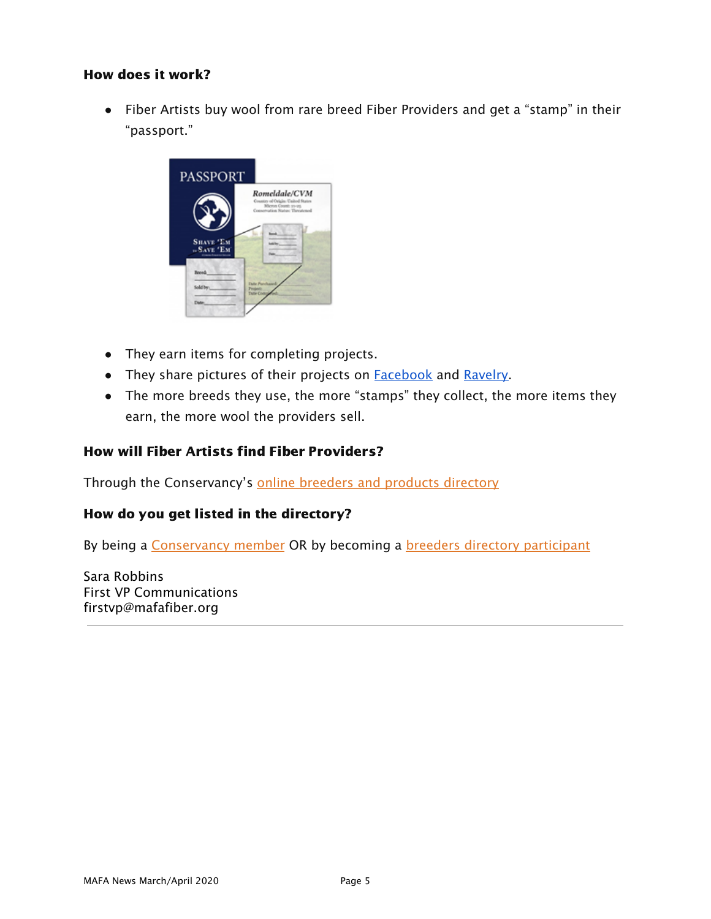### How does it work?

- Fiber Artists buy wool from rare breed Fiber Providers and get a "stamp" in their "passport."

- They earn items for completing projects.
- They share pictures of their projects on Facebook and Ravelry.
- The more breeds they use, the more "stamps" they collect, the more items they earn, the more wool the providers sell.

### How will Fiber Artists find Fiber Providers?

Through the Conservancy's online breeders and products directory

### How do you get listed in the directory?

By being a Conservancy member OR by becoming a breeders directory participant

Sara Robbins
First VP Communications
firstvp@mafafiber.org

---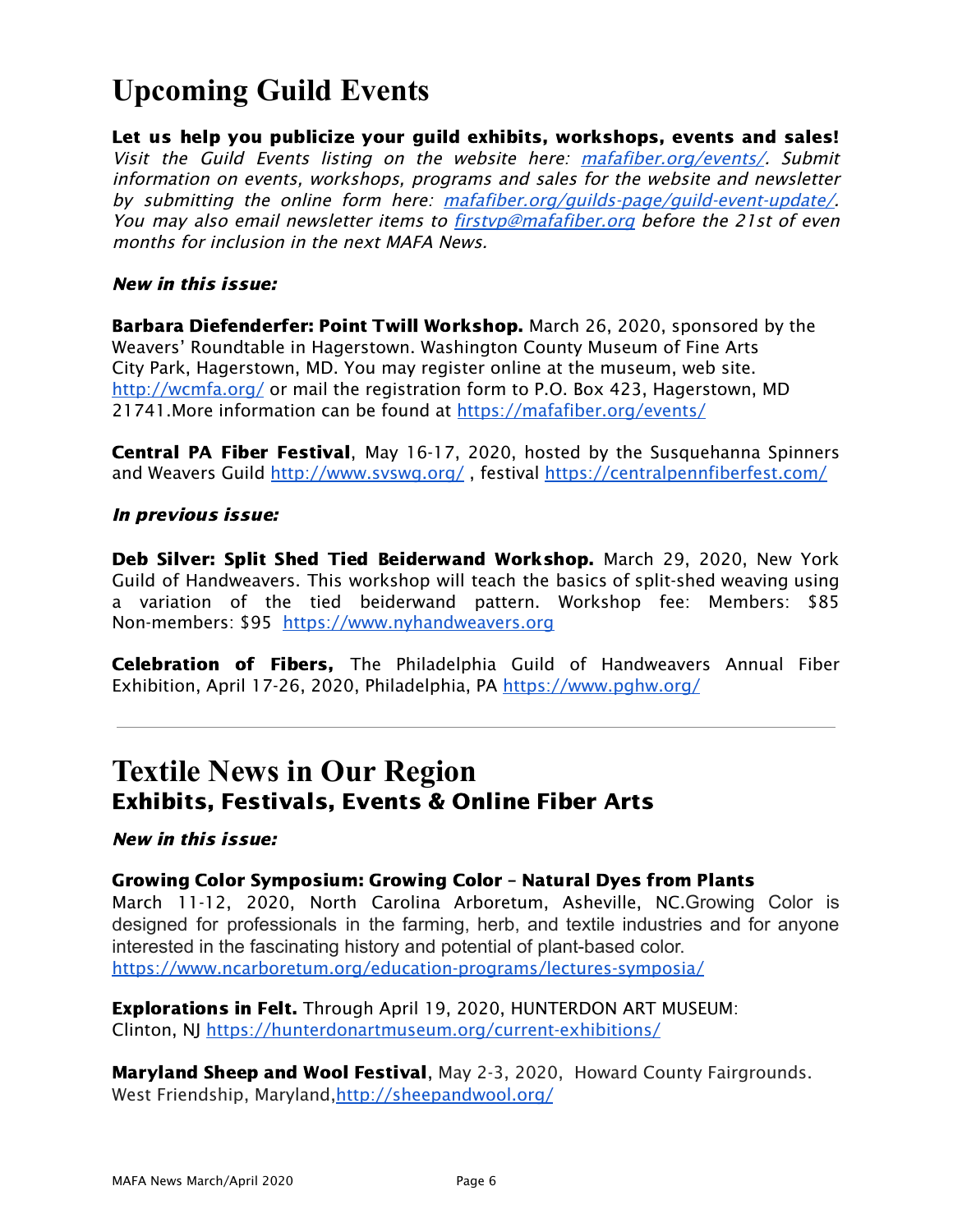# Upcoming Guild Events

**Let us help you publicize your guild exhibits, workshops, events and sales!** *Visit the Guild Events listing on the website here: [mafafiber.org/events/](mafafiber.org/events/). Submit information on events, workshops, programs and sales for the website and newsletter by submitting the online form here: [mafafiber.org/guilds-page/guild-event-update/](mafafiber.org/guilds-page/guild-event-update/). You may also email newsletter items to [firstvp@mafafiber.org](mailto:firstvp@mafafiber.org) before the 21st of even months for inclusion in the next MAFA News.*

***New in this issue:***

**Barbara Diefenderfer: Point Twill Workshop.** March 26, 2020, sponsored by the Weavers' Roundtable in Hagerstown. Washington County Museum of Fine Arts City Park, Hagerstown, MD. You may register online at the museum, web site. http://wcmfa.org/ or mail the registration form to P.O. Box 423, Hagerstown, MD 21741.More information can be found at https://mafafiber.org/events/

**Central PA Fiber Festival**, May 16-17, 2020, hosted by the Susquehanna Spinners and Weavers Guild http://www.svswg.org/ , festival https://centralpennfiberfest.com/

***In previous issue:***

**Deb Silver: Split Shed Tied Beiderwand Workshop.** March 29, 2020, New York Guild of Handweavers. This workshop will teach the basics of split-shed weaving using a variation of the tied beiderwand pattern. Workshop fee: Members: $85 Non-members: $95 https://www.nyhandweavers.org

**Celebration of Fibers,** The Philadelphia Guild of Handweavers Annual Fiber Exhibition, April 17-26, 2020, Philadelphia, PA https://www.pghw.org/

---

# Textile News in Our Region

## Exhibits, Festivals, Events & Online Fiber Arts

***New in this issue:***

**Growing Color Symposium: Growing Color – Natural Dyes from Plants**
March 11-12, 2020, North Carolina Arboretum, Asheville, NC.Growing Color is designed for professionals in the farming, herb, and textile industries and for anyone interested in the fascinating history and potential of plant-based color.
https://www.ncarboretum.org/education-programs/lectures-symposia/

**Explorations in Felt.** Through April 19, 2020, HUNTERDON ART MUSEUM: Clinton, NJ https://hunterdonartmuseum.org/current-exhibitions/

**Maryland Sheep and Wool Festival**, May 2-3, 2020, Howard County Fairgrounds. West Friendship, Maryland,http://sheepandwool.org/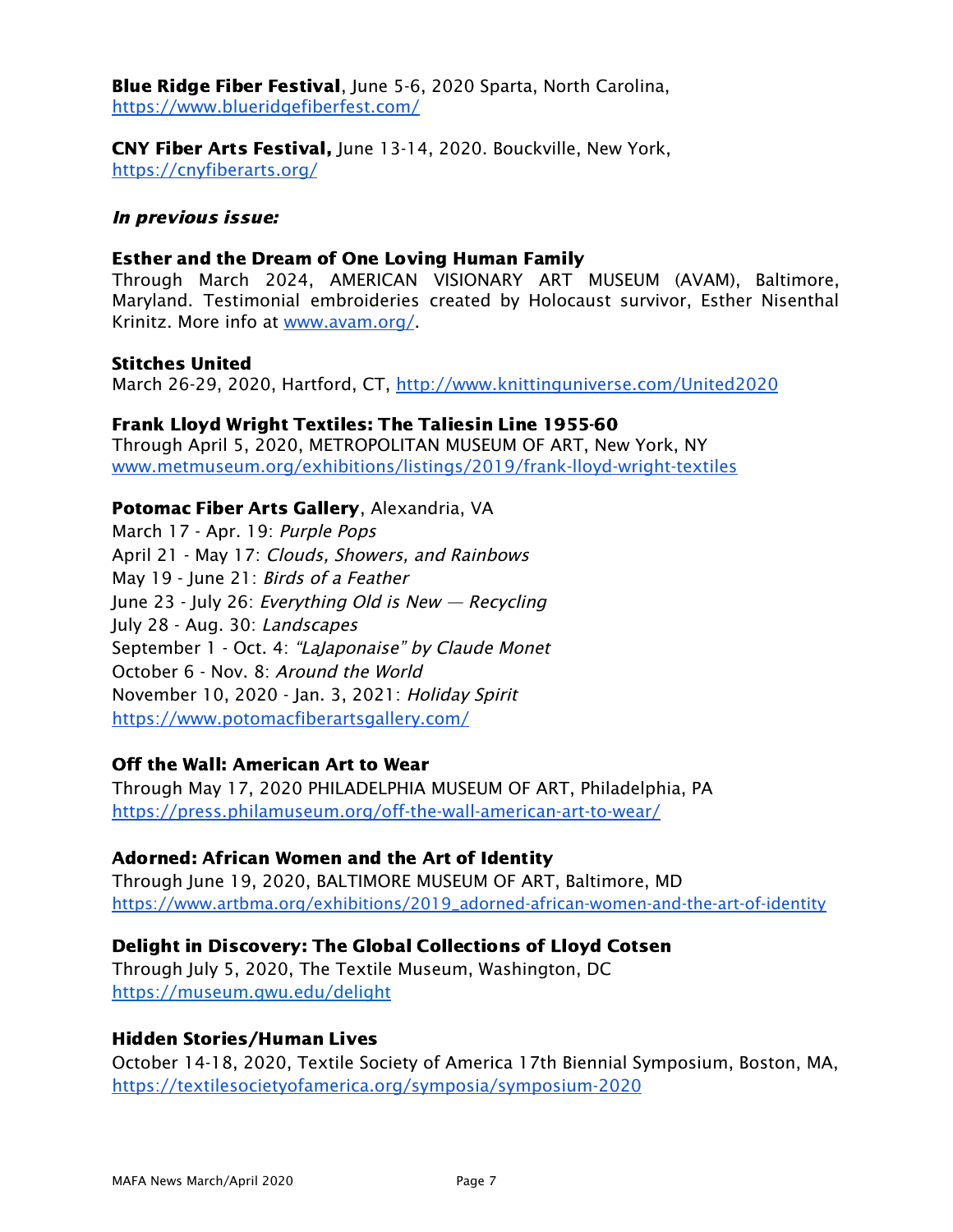**Blue Ridge Fiber Festival**, June 5-6, 2020 Sparta, North Carolina, https://www.blueridgefiberfest.com/

**CNY Fiber Arts Festival,** June 13-14, 2020. Bouckville, New York, https://cnyfiberarts.org/

***In previous issue:***

**Esther and the Dream of One Loving Human Family**
Through March 2024, AMERICAN VISIONARY ART MUSEUM (AVAM), Baltimore, Maryland. Testimonial embroideries created by Holocaust survivor, Esther Nisenthal Krinitz. More info at www.avam.org/.

**Stitches United**
March 26-29, 2020, Hartford, CT, http://www.knittinguniverse.com/United2020

**Frank Lloyd Wright Textiles: The Taliesin Line 1955-60**
Through April 5, 2020, METROPOLITAN MUSEUM OF ART, New York, NY
www.metmuseum.org/exhibitions/listings/2019/frank-lloyd-wright-textiles

**Potomac Fiber Arts Gallery**, Alexandria, VA
March 17 - Apr. 19: *Purple Pops*
April 21 - May 17: *Clouds, Showers, and Rainbows*
May 19 - June 21: *Birds of a Feather*
June 23 - July 26: *Everything Old is New — Recycling*
July 28 - Aug. 30: *Landscapes*
September 1 - Oct. 4: *"LaJaponaise" by Claude Monet*
October 6 - Nov. 8: *Around the World*
November 10, 2020 - Jan. 3, 2021: *Holiday Spirit*
https://www.potomacfiberartsgallery.com/

**Off the Wall: American Art to Wear**
Through May 17, 2020 PHILADELPHIA MUSEUM OF ART, Philadelphia, PA
https://press.philamuseum.org/off-the-wall-american-art-to-wear/

**Adorned: African Women and the Art of Identity**
Through June 19, 2020, BALTIMORE MUSEUM OF ART, Baltimore, MD
https://www.artbma.org/exhibitions/2019_adorned-african-women-and-the-art-of-identity

**Delight in Discovery: The Global Collections of Lloyd Cotsen**
Through July 5, 2020, The Textile Museum, Washington, DC
https://museum.gwu.edu/delight

**Hidden Stories/Human Lives**
October 14-18, 2020, Textile Society of America 17th Biennial Symposium, Boston, MA, https://textilesocietyofamerica.org/symposia/symposium-2020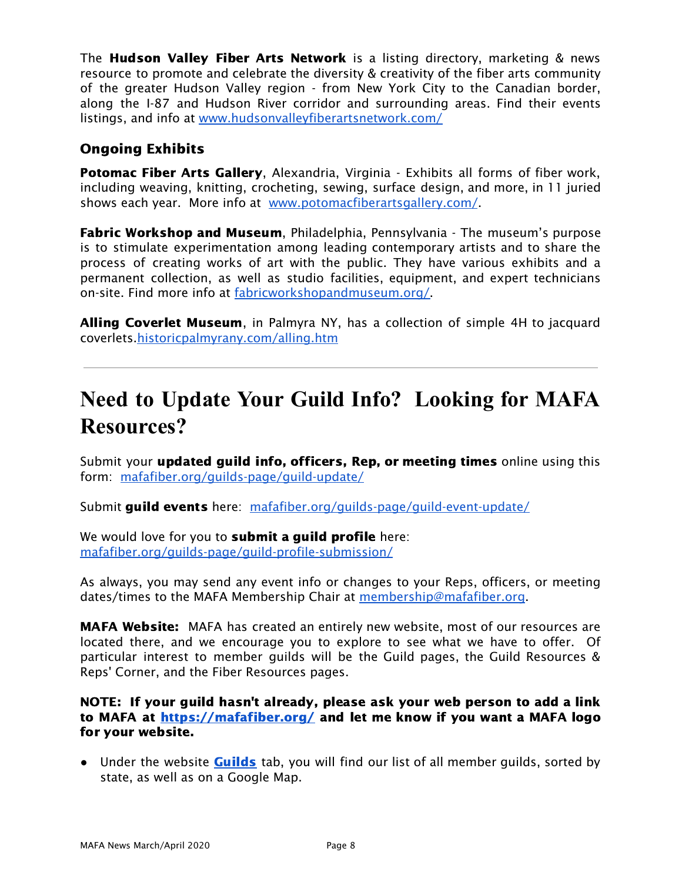The **Hudson Valley Fiber Arts Network** is a listing directory, marketing & news resource to promote and celebrate the diversity & creativity of the fiber arts community of the greater Hudson Valley region - from New York City to the Canadian border, along the I-87 and Hudson River corridor and surrounding areas. Find their events listings, and info at [www.hudsonvalleyfiberartsnetwork.com/](http://www.hudsonvalleyfiberartsnetwork.com/)

### Ongoing Exhibits

**Potomac Fiber Arts Gallery**, Alexandria, Virginia - Exhibits all forms of fiber work, including weaving, knitting, crocheting, sewing, surface design, and more, in 11 juried shows each year. More info at [www.potomacfiberartsgallery.com/](http://www.potomacfiberartsgallery.com/).

**Fabric Workshop and Museum**, Philadelphia, Pennsylvania - The museum's purpose is to stimulate experimentation among leading contemporary artists and to share the process of creating works of art with the public. They have various exhibits and a permanent collection, as well as studio facilities, equipment, and expert technicians on-site. Find more info at [fabricworkshopandmuseum.org/](http://fabricworkshopandmuseum.org/).

**Alling Coverlet Museum**, in Palmyra NY, has a collection of simple 4H to jacquard coverlets.[historicpalmyrany.com/alling.htm](http://historicpalmyrany.com/alling.htm)

---

# Need to Update Your Guild Info? Looking for MAFA Resources?

Submit your **updated guild info, officers, Rep, or meeting times** online using this form: [mafafiber.org/guilds-page/guild-update/](http://mafafiber.org/guilds-page/guild-update/)

Submit **guild events** here: [mafafiber.org/guilds-page/guild-event-update/](http://mafafiber.org/guilds-page/guild-event-update/)

We would love for you to **submit a guild profile** here:
[mafafiber.org/guilds-page/guild-profile-submission/](http://mafafiber.org/guilds-page/guild-profile-submission/)

As always, you may send any event info or changes to your Reps, officers, or meeting dates/times to the MAFA Membership Chair at [membership@mafafiber.org](mailto:membership@mafafiber.org).

**MAFA Website:** MAFA has created an entirely new website, most of our resources are located there, and we encourage you to explore to see what we have to offer. Of particular interest to member guilds will be the Guild pages, the Guild Resources & Reps' Corner, and the Fiber Resources pages.

**NOTE: If your guild hasn't already, please ask your web person to add a link to MAFA at [https://mafafiber.org/](https://mafafiber.org/) and let me know if you want a MAFA logo for your website.**

- Under the website **Guilds** tab, you will find our list of all member guilds, sorted by state, as well as on a Google Map.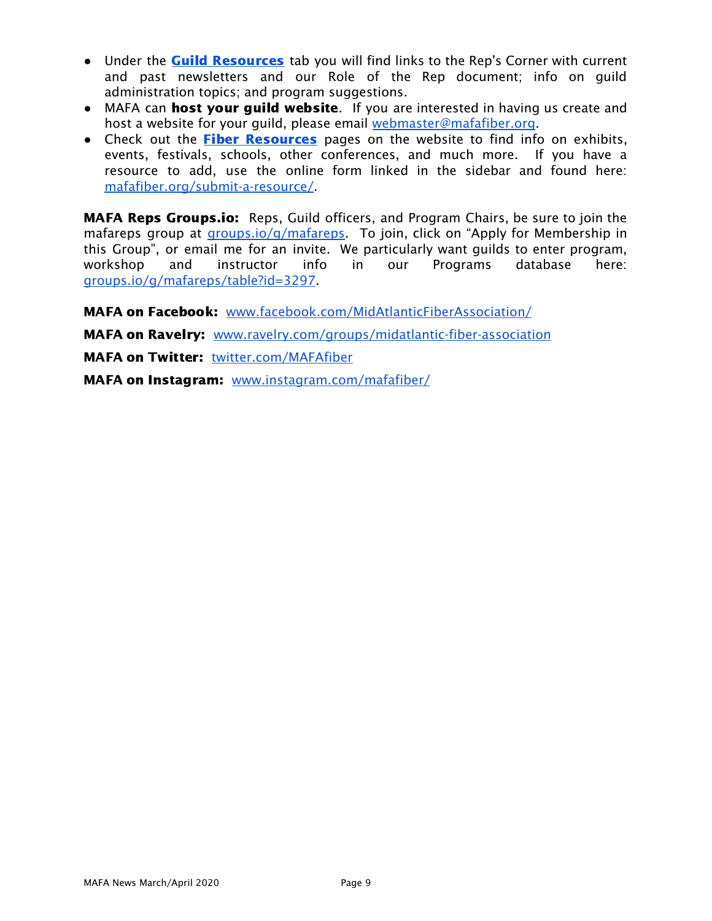- Under the **Guild Resources** tab you will find links to the Rep's Corner with current and past newsletters and our Role of the Rep document; info on guild administration topics; and program suggestions.
- MAFA can **host your guild website**. If you are interested in having us create and host a website for your guild, please email webmaster@mafafiber.org.
- Check out the **Fiber Resources** pages on the website to find info on exhibits, events, festivals, schools, other conferences, and much more. If you have a resource to add, use the online form linked in the sidebar and found here: mafafiber.org/submit-a-resource/.

**MAFA Reps Groups.io:** Reps, Guild officers, and Program Chairs, be sure to join the mafareps group at groups.io/g/mafareps. To join, click on "Apply for Membership in this Group", or email me for an invite. We particularly want guilds to enter program, workshop and instructor info in our Programs database here: groups.io/g/mafareps/table?id=3297.

**MAFA on Facebook:** www.facebook.com/MidAtlanticFiberAssociation/

**MAFA on Ravelry:** www.ravelry.com/groups/midatlantic-fiber-association

**MAFA on Twitter:** twitter.com/MAFAfiber

**MAFA on Instagram:** www.instagram.com/mafafiber/